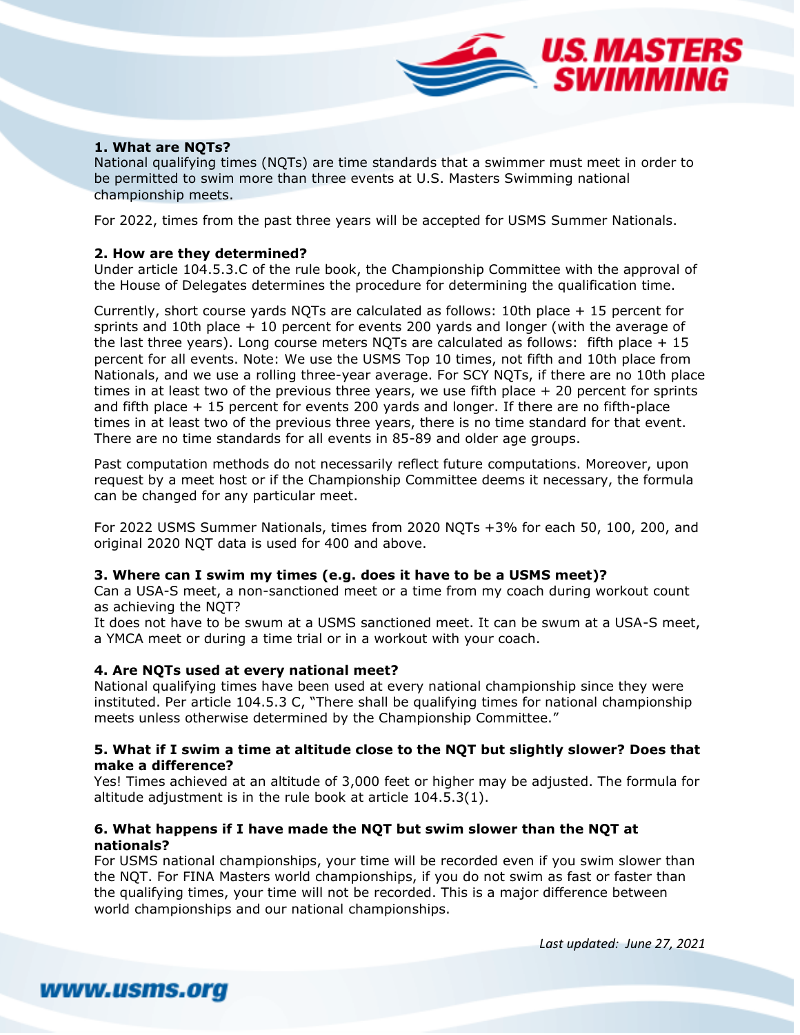### 1. What are NQTs?

National qualifying times (NQTs) are time standards that a swimmer must meet in order to be permitted to swim more than three events at U.S. Masters Swimming national championship meets.

For 2022, times from the past three years will be accepted for USMS Summer Nationals.

### 2. How are they determined?

Under article 104.5.3.C of the rule book, the Championship Committee with the approval of the House of Delegates determines the procedure for determining the qualification time.

Currently, short course yards NQTs are calculated as follows: 10th place + 15 percent for sprints and 10th place + 10 percent for events 200 yards and longer (with the average of the last three years). Long course meters NQTs are calculated as follows: fifth place + 15 percent for all events. Note: We use the USMS Top 10 times, not fifth and 10th place from Nationals, and we use a rolling three-year average. For SCY NQTs, if there are no 10th place times in at least two of the previous three years, we use fifth place + 20 percent for sprints and fifth place + 15 percent for events 200 yards and longer. If there are no fifth-place times in at least two of the previous three years, there is no time standard for that event. There are no time standards for all events in 85-89 and older age groups.

Past computation methods do not necessarily reflect future computations. Moreover, upon request by a meet host or if the Championship Committee deems it necessary, the formula can be changed for any particular meet.

For 2022 USMS Summer Nationals, times from 2020 NQTs +3% for each 50, 100, 200, and original 2020 NQT data is used for 400 and above.

### 3. Where can I swim my times (e.g. does it have to be a USMS meet)?

Can a USA-S meet, a non-sanctioned meet or a time from my coach during workout count as achieving the NQT?

It does not have to be swum at a USMS sanctioned meet. It can be swum at a USA-S meet, a YMCA meet or during a time trial or in a workout with your coach.

### 4. Are NQTs used at every national meet?

National qualifying times have been used at every national championship since they were instituted. Per article 104.5.3 C, "There shall be qualifying times for national championship meets unless otherwise determined by the Championship Committee."

### 5. What if I swim a time at altitude close to the NQT but slightly slower? Does that make a difference?

Yes! Times achieved at an altitude of 3,000 feet or higher may be adjusted. The formula for altitude adjustment is in the rule book at article 104.5.3(1).

### 6. What happens if I have made the NQT but swim slower than the NQT at nationals?

For USMS national championships, your time will be recorded even if you swim slower than the NQT. For FINA Masters world championships, if you do not swim as fast or faster than the qualifying times, your time will not be recorded. This is a major difference between world championships and our national championships.

*Last updated: June 27, 2021*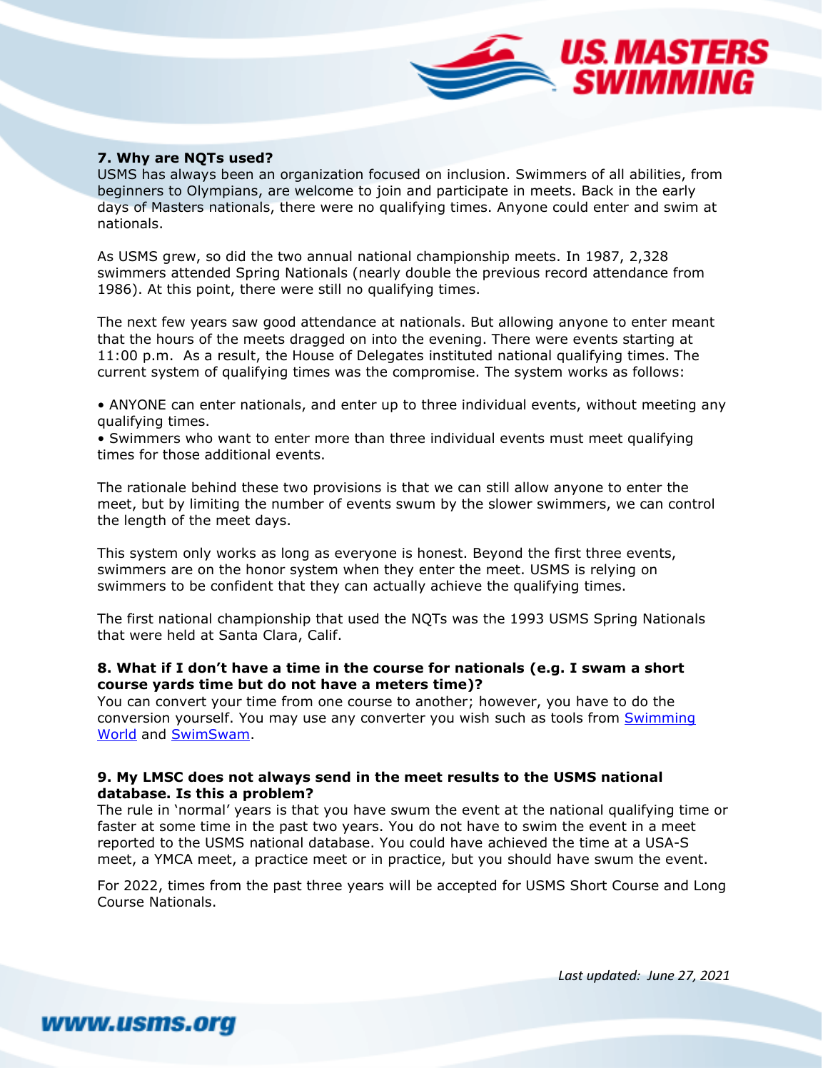**7. Why are NQTs used?**

USMS has always been an organization focused on inclusion. Swimmers of all abilities, from beginners to Olympians, are welcome to join and participate in meets. Back in the early days of Masters nationals, there were no qualifying times. Anyone could enter and swim at nationals.

As USMS grew, so did the two annual national championship meets. In 1987, 2,328 swimmers attended Spring Nationals (nearly double the previous record attendance from 1986). At this point, there were still no qualifying times.

The next few years saw good attendance at nationals. But allowing anyone to enter meant that the hours of the meets dragged on into the evening. There were events starting at 11:00 p.m. As a result, the House of Delegates instituted national qualifying times. The current system of qualifying times was the compromise. The system works as follows:

- ANYONE can enter nationals, and enter up to three individual events, without meeting any qualifying times.
- Swimmers who want to enter more than three individual events must meet qualifying times for those additional events.

The rationale behind these two provisions is that we can still allow anyone to enter the meet, but by limiting the number of events swum by the slower swimmers, we can control the length of the meet days.

This system only works as long as everyone is honest. Beyond the first three events, swimmers are on the honor system when they enter the meet. USMS is relying on swimmers to be confident that they can actually achieve the qualifying times.

The first national championship that used the NQTs was the 1993 USMS Spring Nationals that were held at Santa Clara, Calif.

**8. What if I don't have a time in the course for nationals (e.g. I swam a short course yards time but do not have a meters time)?**

You can convert your time from one course to another; however, you have to do the conversion yourself. You may use any converter you wish such as tools from Swimming World and SwimSwam.

**9. My LMSC does not always send in the meet results to the USMS national database. Is this a problem?**

The rule in 'normal' years is that you have swum the event at the national qualifying time or faster at some time in the past two years. You do not have to swim the event in a meet reported to the USMS national database. You could have achieved the time at a USA-S meet, a YMCA meet, a practice meet or in practice, but you should have swum the event.

For 2022, times from the past three years will be accepted for USMS Short Course and Long Course Nationals.

*Last updated: June 27, 2021*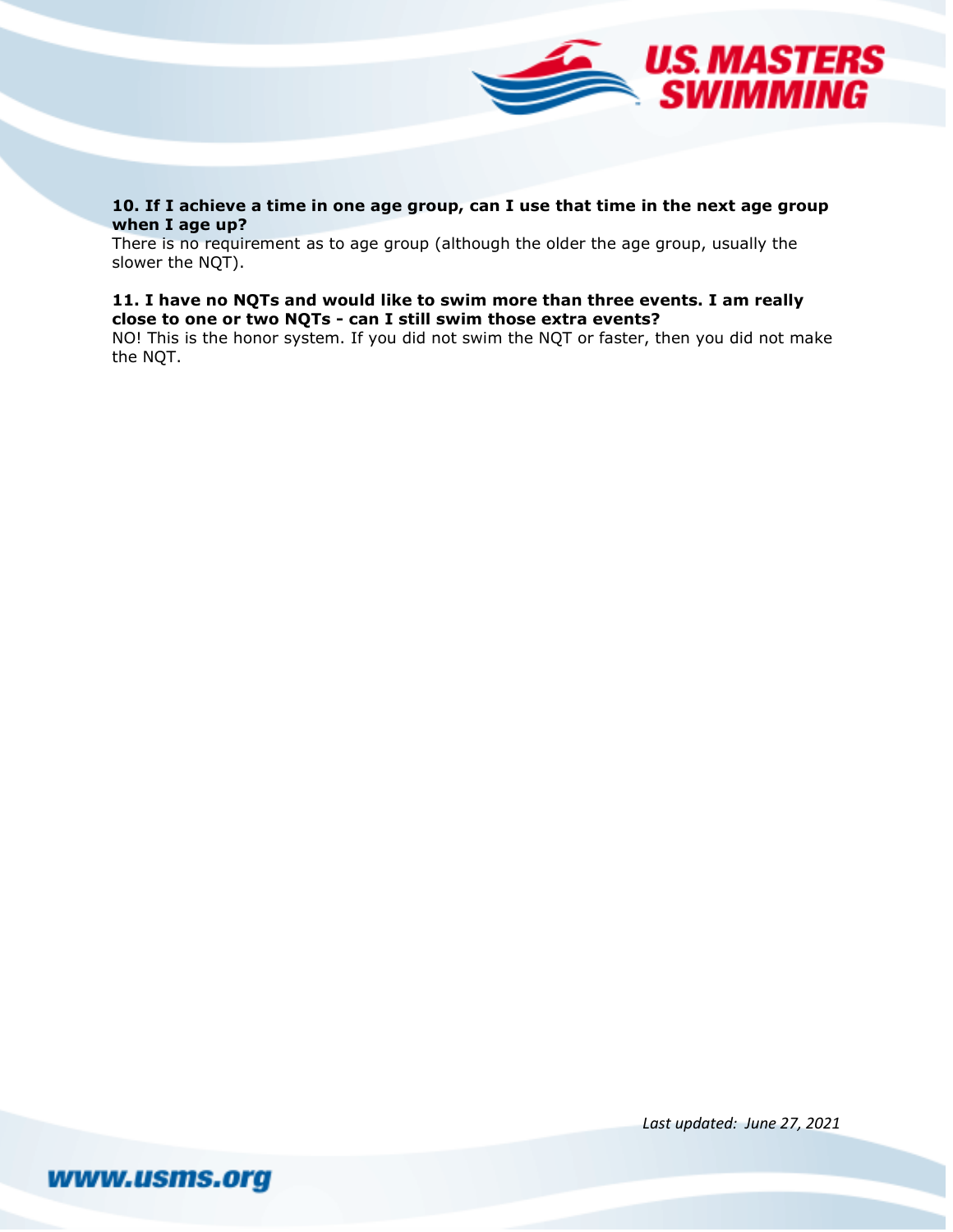**10. If I achieve a time in one age group, can I use that time in the next age group when I age up?**

There is no requirement as to age group (although the older the age group, usually the slower the NQT).

**11. I have no NQTs and would like to swim more than three events. I am really close to one or two NQTs - can I still swim those extra events?**

NO! This is the honor system. If you did not swim the NQT or faster, then you did not make the NQT.

*Last updated: June 27, 2021*